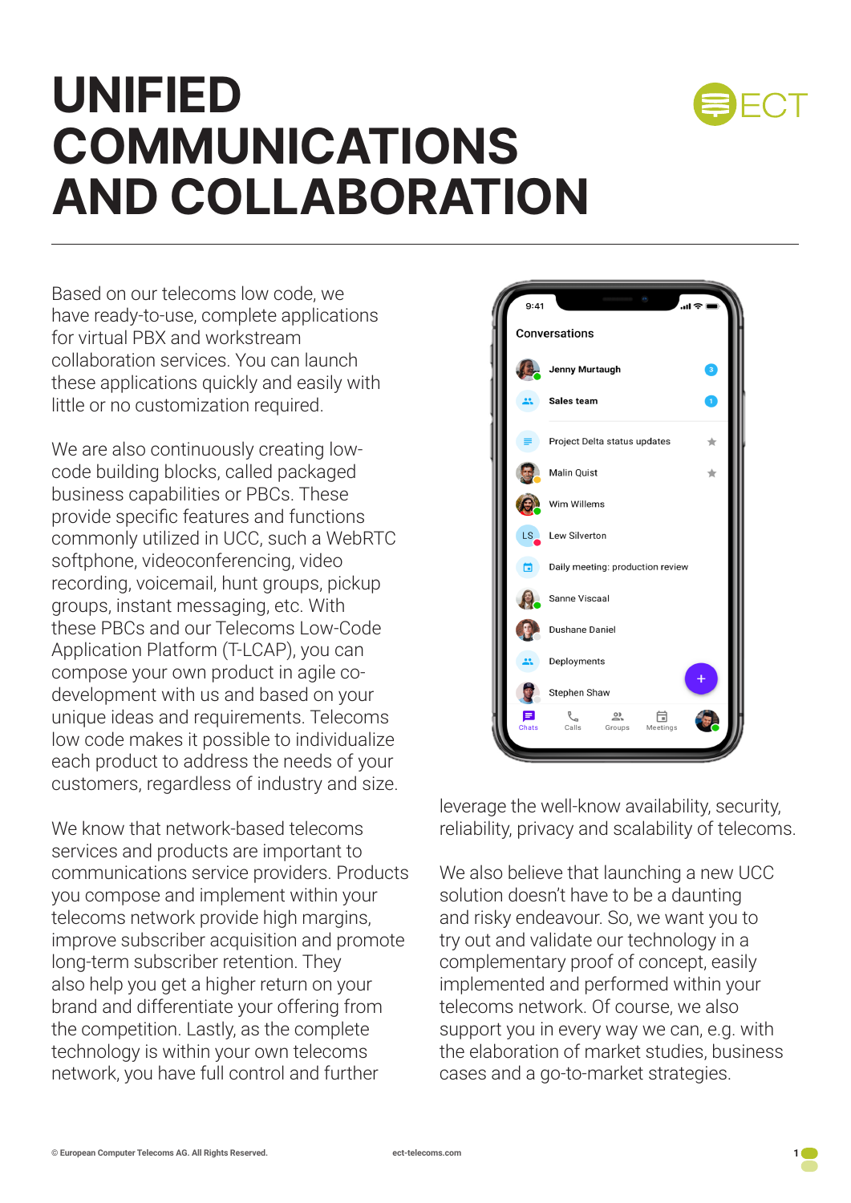# UNIFIED COMMUNICATIONS AND COLLABORATION

Based on our telecoms low code, we have ready-to-use, complete applications for virtual PBX and workstream collaboration services. You can launch these applications quickly and easily with little or no customization required.

We are also continuously creating low-code building blocks, called packaged business capabilities or PBCs. These provide specific features and functions commonly utilized in UCC, such a WebRTC softphone, videoconferencing, video recording, voicemail, hunt groups, pickup groups, instant messaging, etc. With these PBCs and our Telecoms Low-Code Application Platform (T-LCAP), you can compose your own product in agile co-development with us and based on your unique ideas and requirements. Telecoms low code makes it possible to individualize each product to address the needs of your customers, regardless of industry and size.

We know that network-based telecoms services and products are important to communications service providers. Products you compose and implement within your telecoms network provide high margins, improve subscriber acquisition and promote long-term subscriber retention. They also help you get a higher return on your brand and differentiate your offering from the competition. Lastly, as the complete technology is within your own telecoms network, you have full control and further leverage the well-know availability, security, reliability, privacy and scalability of telecoms.

We also believe that launching a new UCC solution doesn't have to be a daunting and risky endeavour. So, we want you to try out and validate our technology in a complementary proof of concept, easily implemented and performed within your telecoms network. Of course, we also support you in every way we can, e.g. with the elaboration of market studies, business cases and a go-to-market strategies.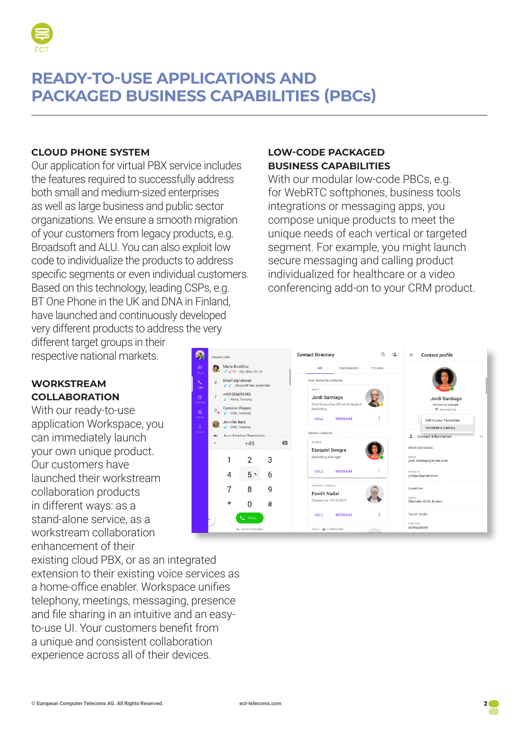# READY-TO-USE APPLICATIONS AND PACKAGED BUSINESS CAPABILITIES (PBCs)

## CLOUD PHONE SYSTEM

Our application for virtual PBX service includes the features required to successfully address both small and medium-sized enterprises as well as large business and public sector organizations. We ensure a smooth migration of your customers from legacy products, e.g. Broadsoft and ALU. You can also exploit low code to individualize the products to address specific segments or even individual customers. Based on this technology, leading CSPs, e.g. BT One Phone in the UK and DNA in Finland, have launched and continuously developed very different products to address the very different target groups in their respective national markets.

## WORKSTREAM COLLABORATION

With our ready-to-use application Workspace, you can immediately launch your own unique product. Our customers have launched their workstream collaboration products in different ways: as a stand-alone service, as a workstream collaboration enhancement of their existing cloud PBX, or as an integrated extension to their existing voice services as a home-office enabler. Workspace unifies telephony, meetings, messaging, presence and file sharing in an intuitive and an easy-to-use UI. Your customers benefit from a unique and consistent collaboration experience across all of their devices.

## LOW-CODE PACKAGED BUSINESS CAPABILITIES

With our modular low-code PBCs, e.g. for WebRTC softphones, business tools integrations or messaging apps, you compose unique products to meet the unique needs of each vertical or targeted segment. For example, you might launch secure messaging and calling product individualized for healthcare or a video conferencing add-on to your CRM product.

© European Computer Telecoms AG. All Rights Reserved. ect-telecoms.com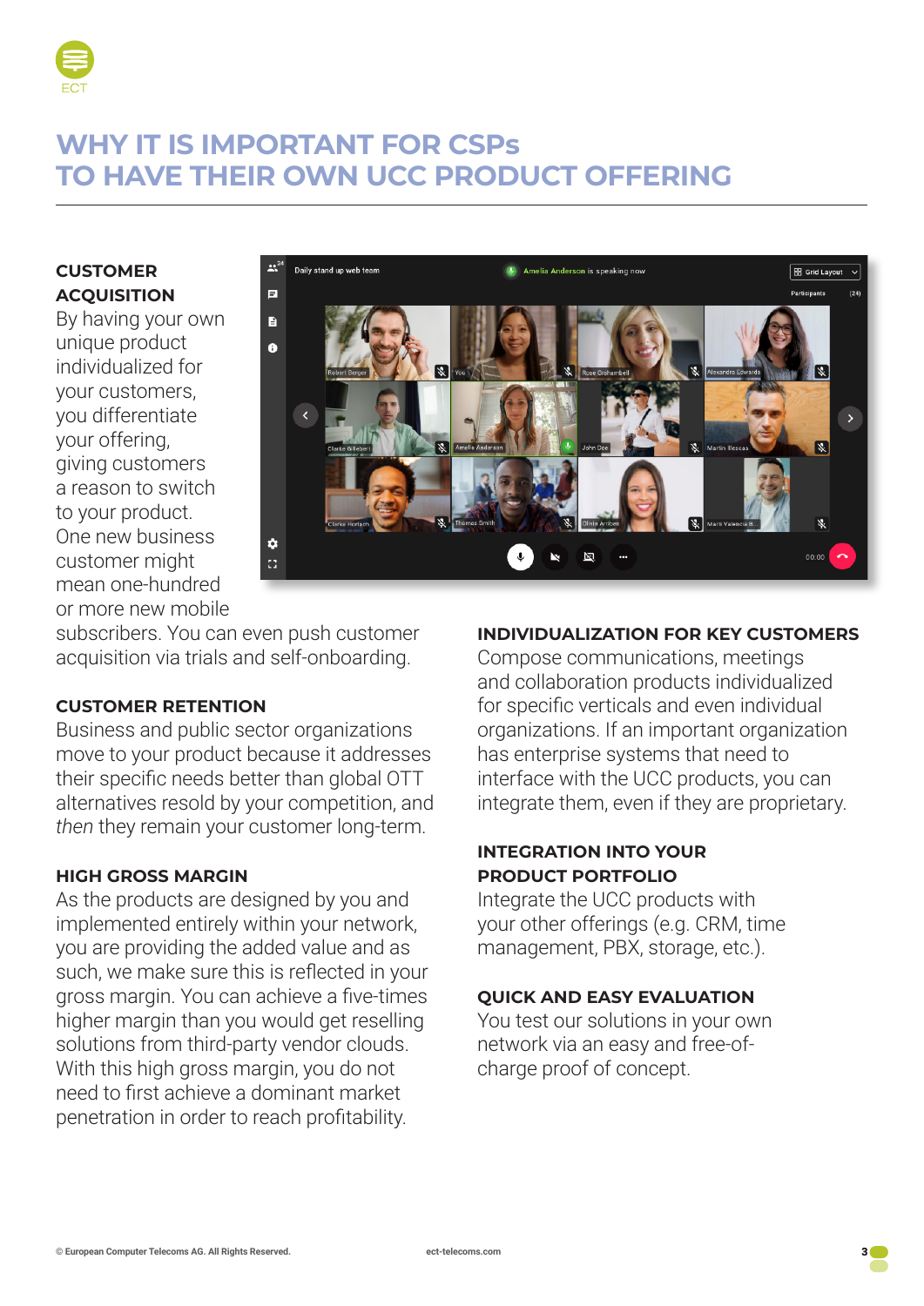# WHY IT IS IMPORTANT FOR CSPs TO HAVE THEIR OWN UCC PRODUCT OFFERING

**CUSTOMER ACQUISITION**
By having your own unique product individualized for your customers, you differentiate your offering, giving customers a reason to switch to your product. One new business customer might mean one-hundred or more new mobile subscribers. You can even push customer acquisition via trials and self-onboarding.

**CUSTOMER RETENTION**
Business and public sector organizations move to your product because it addresses their specific needs better than global OTT alternatives resold by your competition, and *then* they remain your customer long-term.

**HIGH GROSS MARGIN**
As the products are designed by you and implemented entirely within your network, you are providing the added value and as such, we make sure this is reflected in your gross margin. You can achieve a five-times higher margin than you would get reselling solutions from third-party vendor clouds. With this high gross margin, you do not need to first achieve a dominant market penetration in order to reach profitability.

**INDIVIDUALIZATION FOR KEY CUSTOMERS**
Compose communications, meetings and collaboration products individualized for specific verticals and even individual organizations. If an important organization has enterprise systems that need to interface with the UCC products, you can integrate them, even if they are proprietary.

**INTEGRATION INTO YOUR PRODUCT PORTFOLIO**
Integrate the UCC products with your other offerings (e.g. CRM, time management, PBX, storage, etc.).

**QUICK AND EASY EVALUATION**
You test our solutions in your own network via an easy and free-of-charge proof of concept.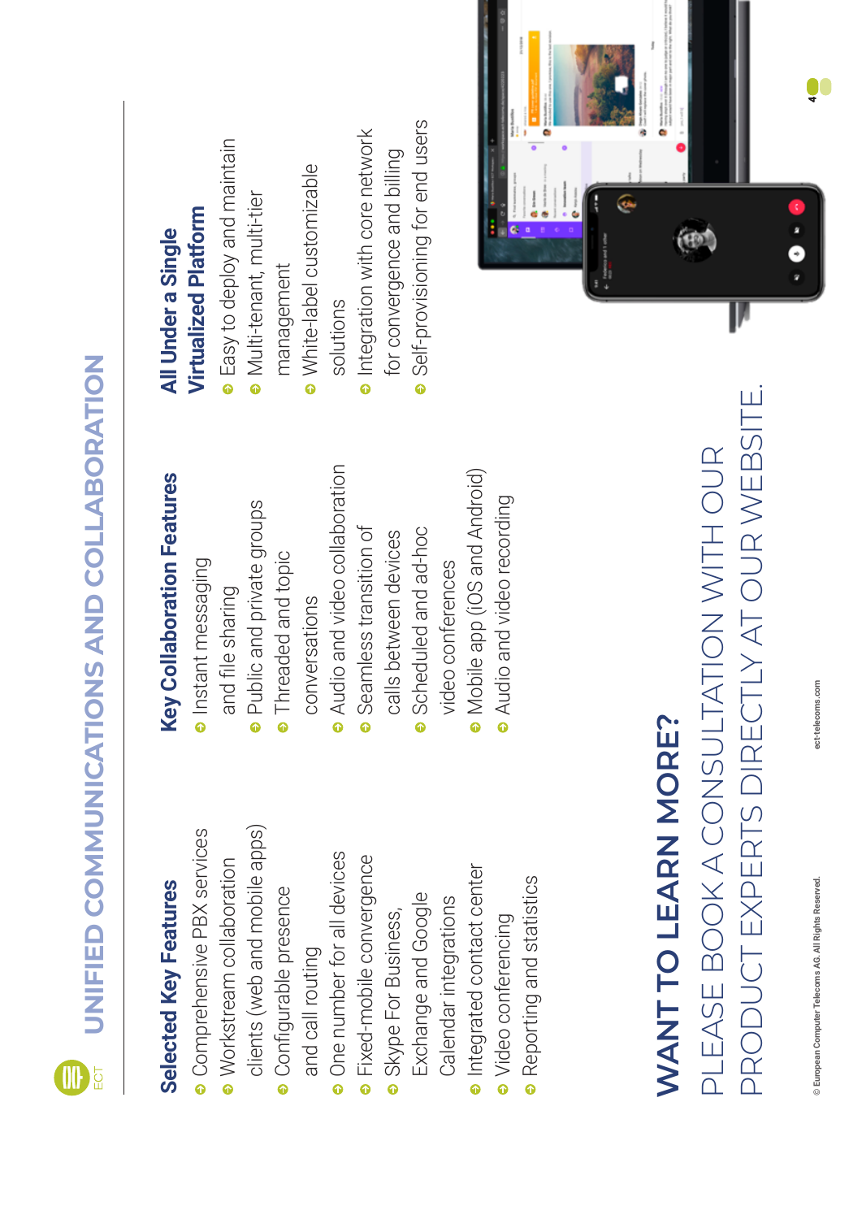# UNIFIED COMMUNICATIONS AND COLLABORATION

## Selected Key Features

- Comprehensive PBX services
- Workstream collaboration clients (web and mobile apps)
- Configurable presence and call routing
- One number for all devices
- Fixed-mobile convergence
- Skype For Business, Exchange and Google Calendar integrations
- Integrated contact center
- Video conferencing
- Reporting and statistics

## Key Collaboration Features

- Instant messaging and file sharing
- Public and private groups
- Threaded and topic conversations
- Audio and video collaboration
- Seamless transition of calls between devices
- Scheduled and ad-hoc video conferences
- Mobile app (iOS and Android)
- Audio and video recording

## All Under a Single Virtualized Platform

- Easy to deploy and maintain
- Multi-tenant, multi-tier management
- White-label customizable solutions
- Integration with core network for convergence and billing
- Self-provisioning for end users

# WANT TO LEARN MORE?

PLEASE BOOK A CONSULTATION WITH OUR PRODUCT EXPERTS DIRECTLY AT OUR WEBSITE.

© European Computer Telecoms AG. All Rights Reserved.

ect-telecoms.com